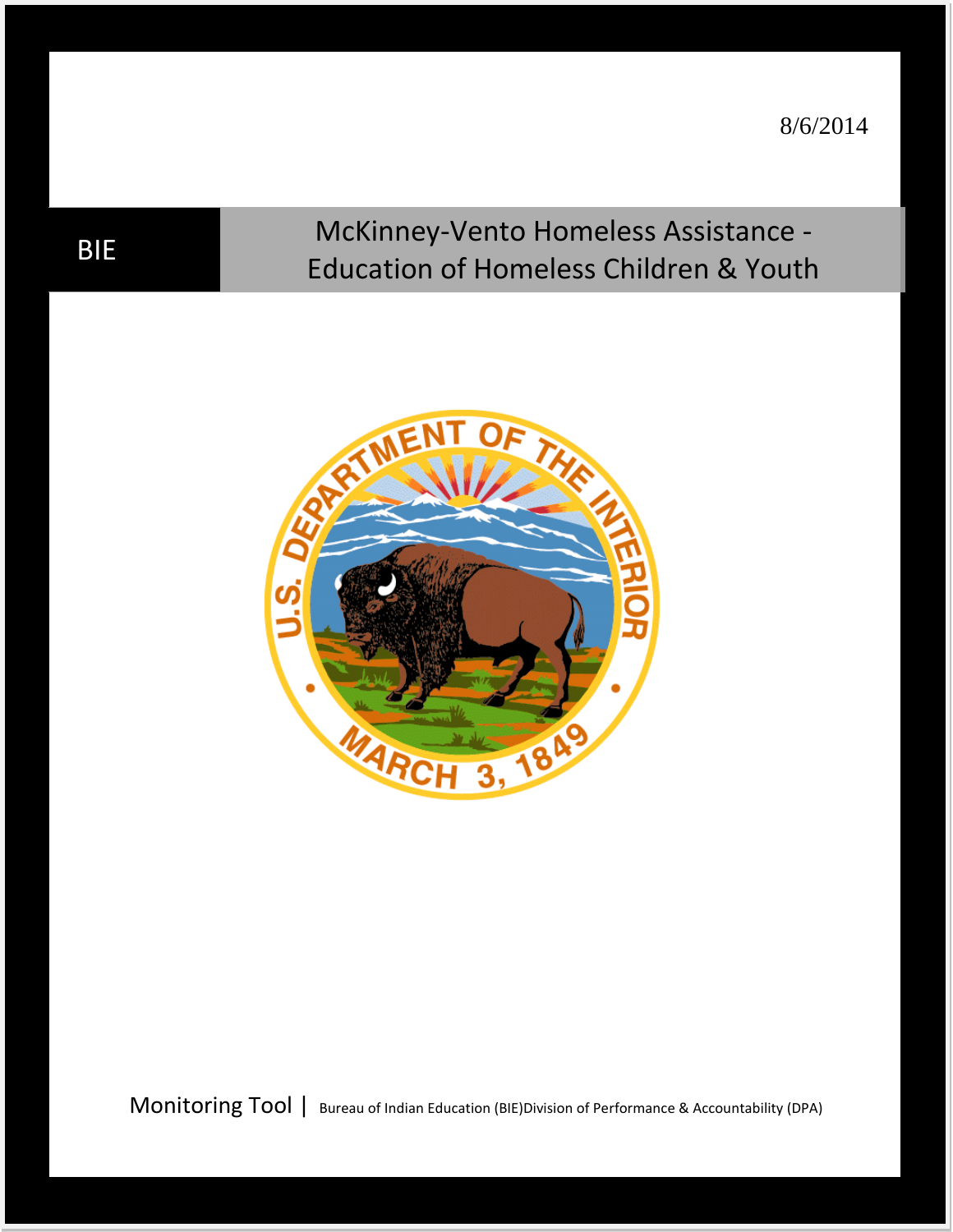8/6/2014

BIE

# McKinney-Vento Homeless Assistance - Education of Homeless Children & Youth

Monitoring Tool | Bureau of Indian Education (BIE)Division of Performance & Accountability (DPA)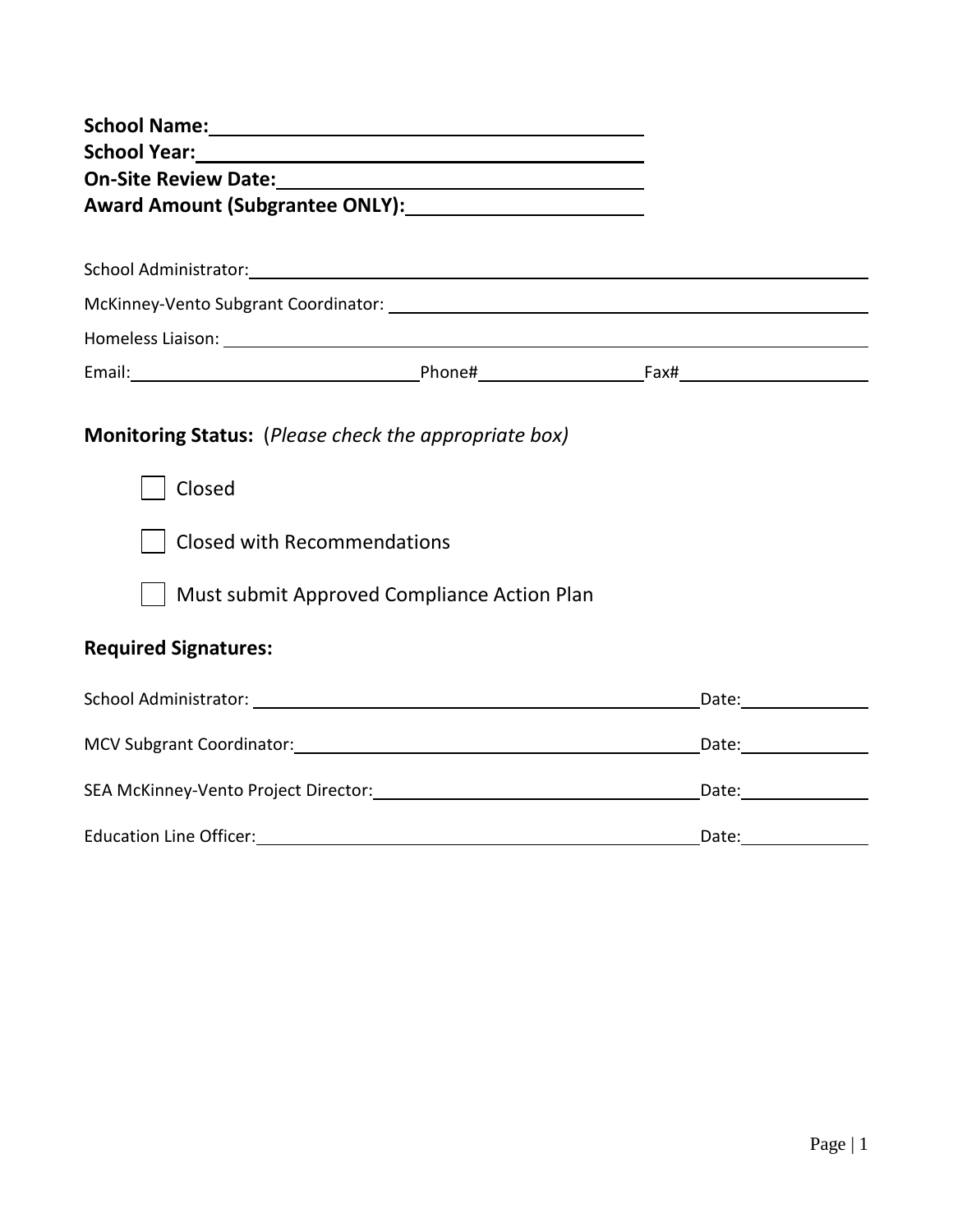**School Name:** ____________________

**School Year:** ____________________

**On-Site Review Date:** ____________________

**Award Amount (Subgrantee ONLY):** ____________________

School Administrator: ____________________

McKinney-Vento Subgrant Coordinator: ____________________

Homeless Liaison: ____________________

Email: ____________________ Phone# ____________________ Fax# ____________________

**Monitoring Status:** (*Please check the appropriate box)*

- ☐ Closed
- ☐ Closed with Recommendations
- ☐ Must submit Approved Compliance Action Plan

**Required Signatures:**

School Administrator: ____________________ Date: __________

MCV Subgrant Coordinator: ____________________ Date: __________

SEA McKinney-Vento Project Director: ____________________ Date: __________

Education Line Officer: ____________________ Date: __________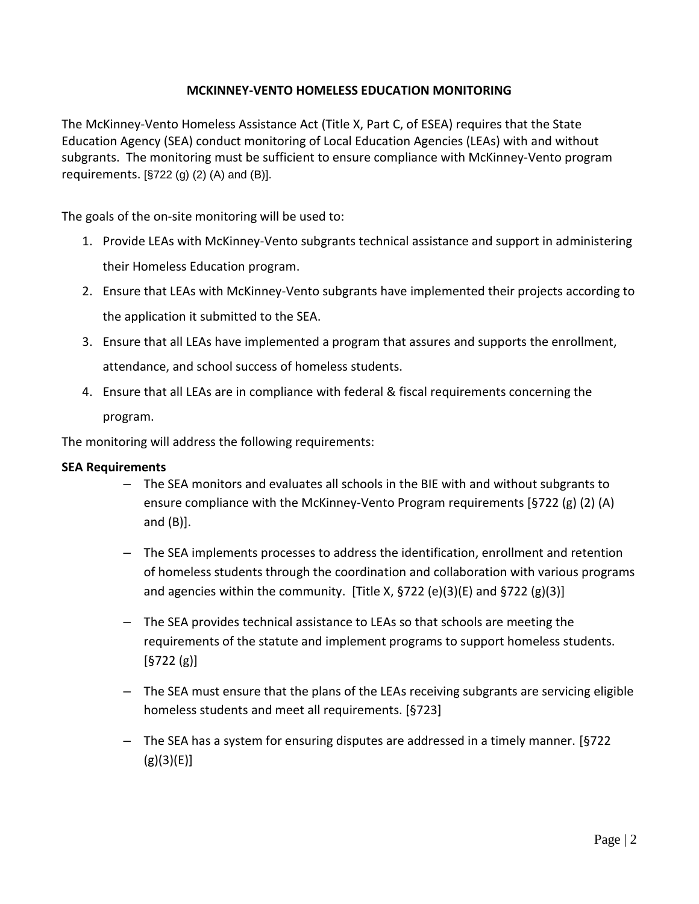# MCKINNEY-VENTO HOMELESS EDUCATION MONITORING

The McKinney-Vento Homeless Assistance Act (Title X, Part C, of ESEA) requires that the State Education Agency (SEA) conduct monitoring of Local Education Agencies (LEAs) with and without subgrants. The monitoring must be sufficient to ensure compliance with McKinney-Vento program requirements. [§722 (g) (2) (A) and (B)].

The goals of the on-site monitoring will be used to:

1. Provide LEAs with McKinney-Vento subgrants technical assistance and support in administering their Homeless Education program.
2. Ensure that LEAs with McKinney-Vento subgrants have implemented their projects according to the application it submitted to the SEA.
3. Ensure that all LEAs have implemented a program that assures and supports the enrollment, attendance, and school success of homeless students.
4. Ensure that all LEAs are in compliance with federal & fiscal requirements concerning the program.

The monitoring will address the following requirements:

**SEA Requirements**

- The SEA monitors and evaluates all schools in the BIE with and without subgrants to ensure compliance with the McKinney-Vento Program requirements [§722 (g) (2) (A) and (B)].
- The SEA implements processes to address the identification, enrollment and retention of homeless students through the coordination and collaboration with various programs and agencies within the community. [Title X, §722 (e)(3)(E) and §722 (g)(3)]
- The SEA provides technical assistance to LEAs so that schools are meeting the requirements of the statute and implement programs to support homeless students. [§722 (g)]
- The SEA must ensure that the plans of the LEAs receiving subgrants are servicing eligible homeless students and meet all requirements. [§723]
- The SEA has a system for ensuring disputes are addressed in a timely manner. [§722 (g)(3)(E)]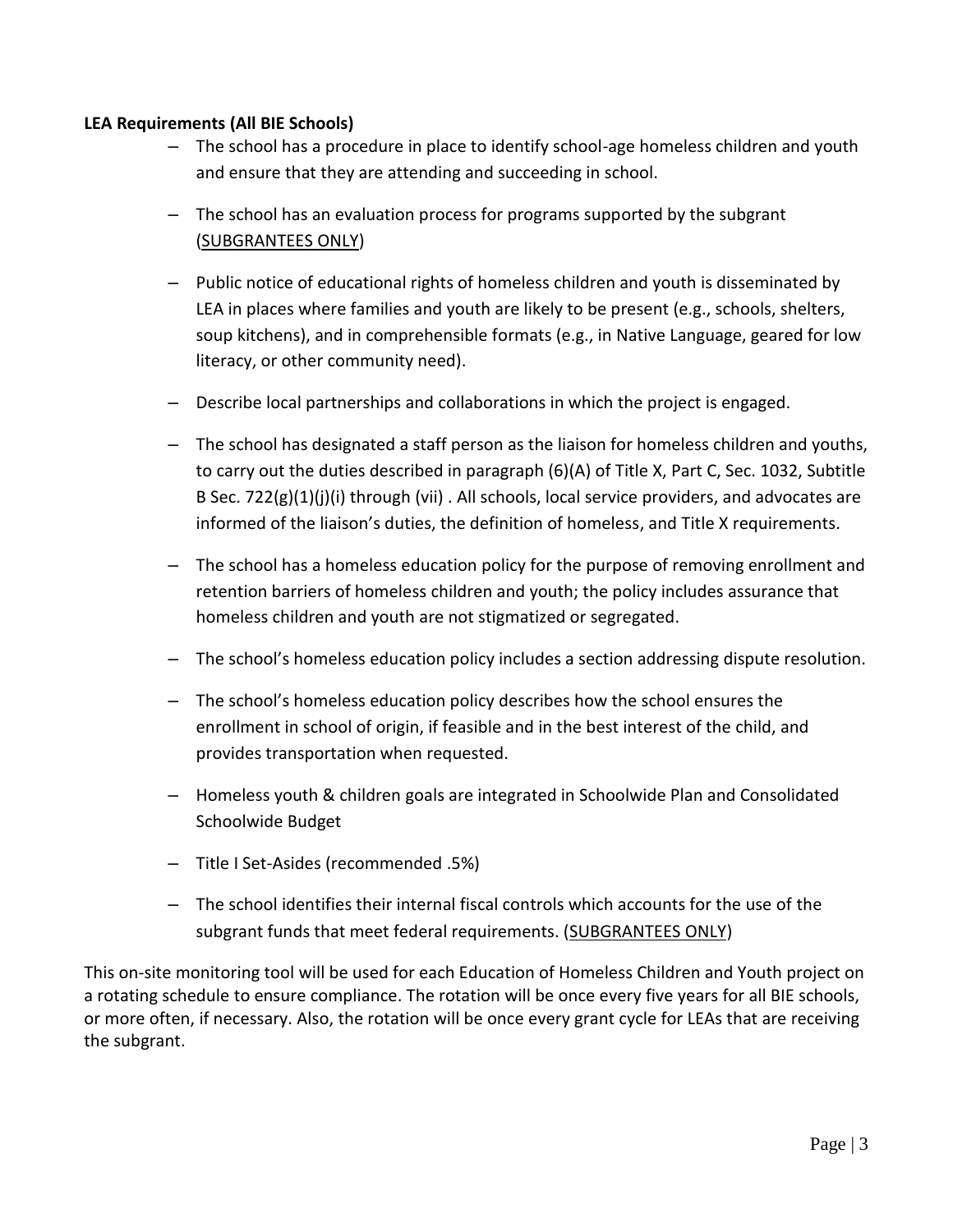**LEA Requirements (All BIE Schools)**

- The school has a procedure in place to identify school-age homeless children and youth and ensure that they are attending and succeeding in school.
- The school has an evaluation process for programs supported by the subgrant (SUBGRANTEES ONLY)
- Public notice of educational rights of homeless children and youth is disseminated by LEA in places where families and youth are likely to be present (e.g., schools, shelters, soup kitchens), and in comprehensible formats (e.g., in Native Language, geared for low literacy, or other community need).
- Describe local partnerships and collaborations in which the project is engaged.
- The school has designated a staff person as the liaison for homeless children and youths, to carry out the duties described in paragraph (6)(A) of Title X, Part C, Sec. 1032, Subtitle B Sec. 722(g)(1)(j)(i) through (vii) . All schools, local service providers, and advocates are informed of the liaison's duties, the definition of homeless, and Title X requirements.
- The school has a homeless education policy for the purpose of removing enrollment and retention barriers of homeless children and youth; the policy includes assurance that homeless children and youth are not stigmatized or segregated.
- The school's homeless education policy includes a section addressing dispute resolution.
- The school's homeless education policy describes how the school ensures the enrollment in school of origin, if feasible and in the best interest of the child, and provides transportation when requested.
- Homeless youth & children goals are integrated in Schoolwide Plan and Consolidated Schoolwide Budget
- Title I Set-Asides (recommended .5%)
- The school identifies their internal fiscal controls which accounts for the use of the subgrant funds that meet federal requirements. (SUBGRANTEES ONLY)

This on-site monitoring tool will be used for each Education of Homeless Children and Youth project on a rotating schedule to ensure compliance. The rotation will be once every five years for all BIE schools, or more often, if necessary. Also, the rotation will be once every grant cycle for LEAs that are receiving the subgrant.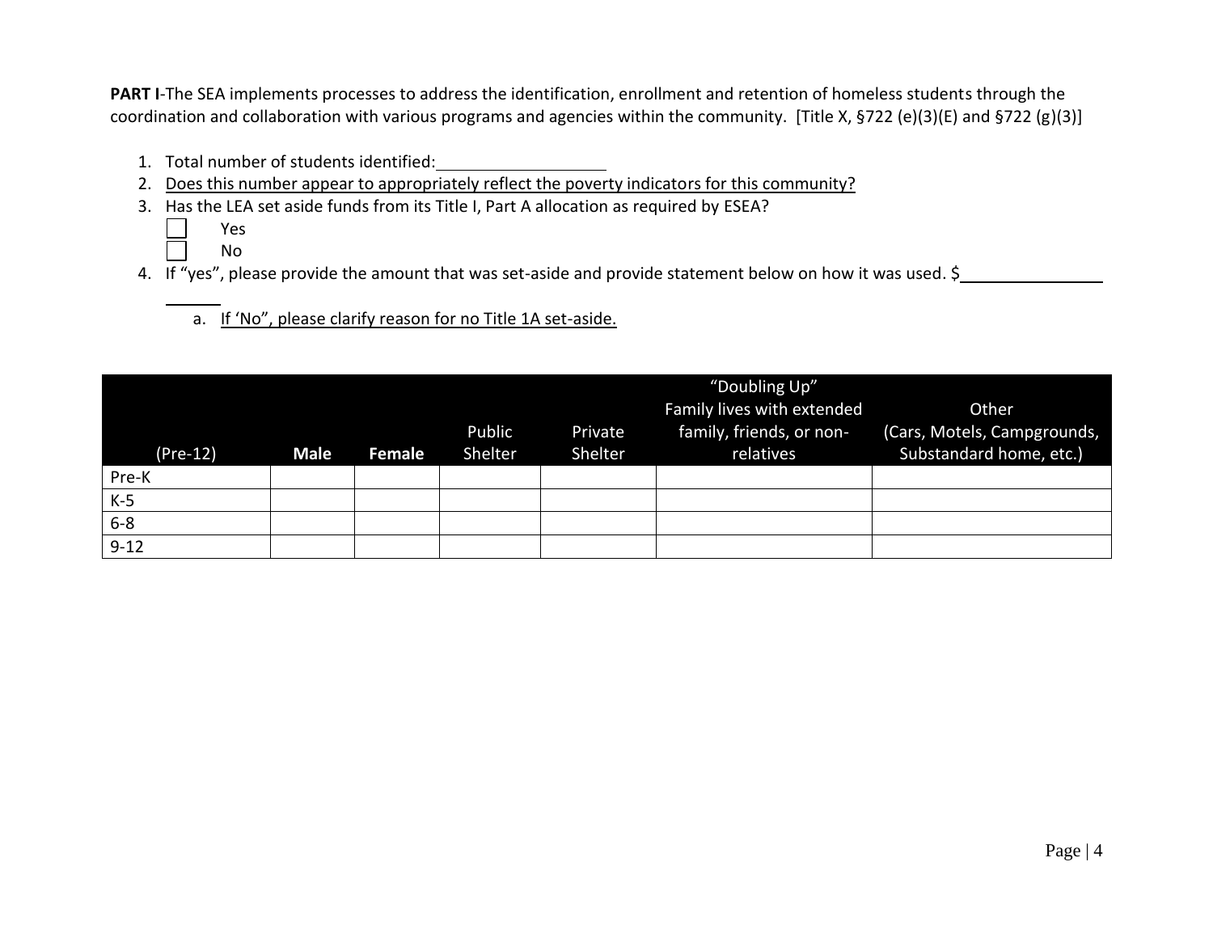**PART I**-The SEA implements processes to address the identification, enrollment and retention of homeless students through the coordination and collaboration with various programs and agencies within the community. [Title X, §722 (e)(3)(E) and §722 (g)(3)]

1. Total number of students identified:\_\_\_\_\_\_\_\_\_\_\_\_\_\_\_\_\_\_
2. Does this number appear to appropriately reflect the poverty indicators for this community?
3. Has the LEA set aside funds from its Title I, Part A allocation as required by ESEA?
   - ☐ Yes
   - ☐ No
4. If "yes", please provide the amount that was set-aside and provide statement below on how it was used. $\_\_\_\_\_\_\_\_\_\_\_\_\_\_\_\_\_\_\_\_
   a. If 'No", please clarify reason for no Title 1A set-aside.

| (Pre-12) | **Male** | **Female** | Public Shelter | Private Shelter | "Doubling Up" Family lives with extended family, friends, or non-relatives | Other (Cars, Motels, Campgrounds, Substandard home, etc.) |
|---|---|---|---|---|---|---|
| Pre-K | | | | | | |
| K-5 | | | | | | |
| 6-8 | | | | | | |
| 9-12 | | | | | | |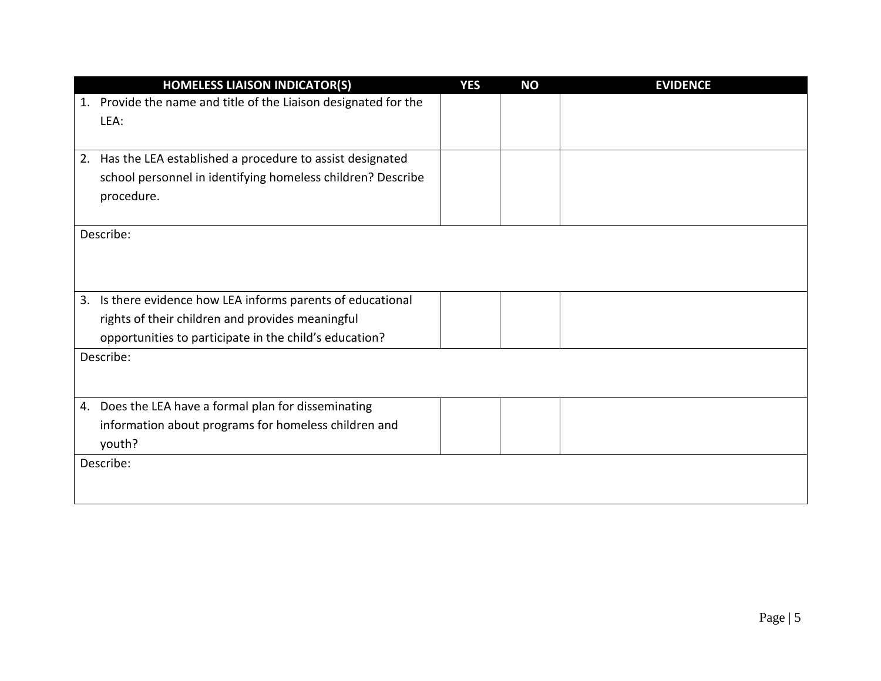| HOMELESS LIAISON INDICATOR(S) | YES | NO | EVIDENCE |
|---|---|---|---|
| 1. Provide the name and title of the Liaison designated for the LEA: | | | |
| 2. Has the LEA established a procedure to assist designated school personnel in identifying homeless children? Describe procedure. | | | |
| Describe: | | | |
| 3. Is there evidence how LEA informs parents of educational rights of their children and provides meaningful opportunities to participate in the child's education? | | | |
| Describe: | | | |
| 4. Does the LEA have a formal plan for disseminating information about programs for homeless children and youth? | | | |
| Describe: | | | |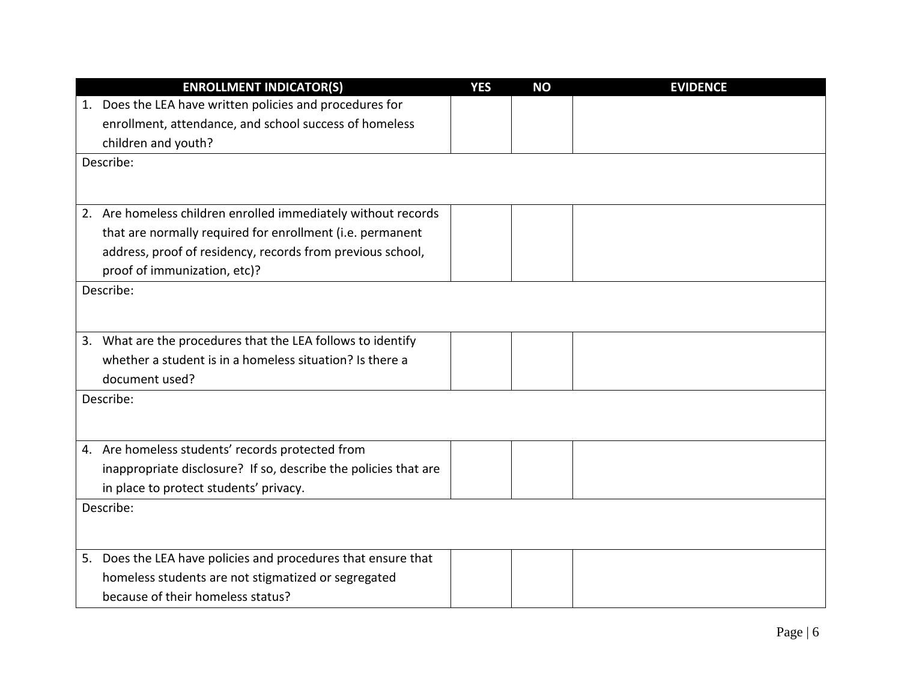| ENROLLMENT INDICATOR(S) | YES | NO | EVIDENCE |
|---|---|---|---|
| 1. Does the LEA have written policies and procedures for enrollment, attendance, and school success of homeless children and youth? | | | |
| Describe: | | | |
| 2. Are homeless children enrolled immediately without records that are normally required for enrollment (i.e. permanent address, proof of residency, records from previous school, proof of immunization, etc)? | | | |
| Describe: | | | |
| 3. What are the procedures that the LEA follows to identify whether a student is in a homeless situation? Is there a document used? | | | |
| Describe: | | | |
| 4. Are homeless students' records protected from inappropriate disclosure? If so, describe the policies that are in place to protect students' privacy. | | | |
| Describe: | | | |
| 5. Does the LEA have policies and procedures that ensure that homeless students are not stigmatized or segregated because of their homeless status? | | | |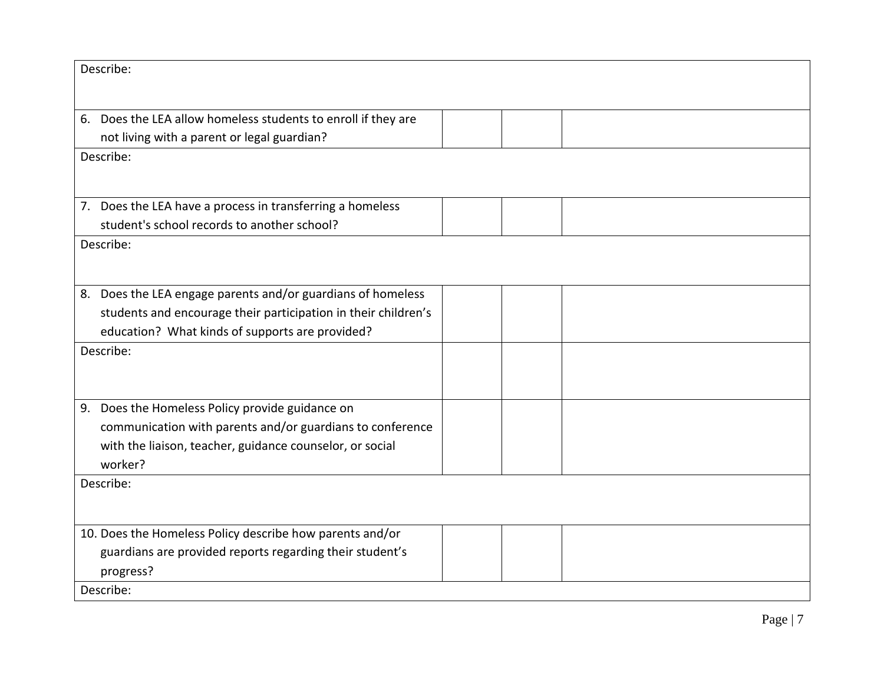| Describe: | | | |
|---|---|---|---|
| 6. Does the LEA allow homeless students to enroll if they are not living with a parent or legal guardian? | | | |
| Describe: | | | |
| 7. Does the LEA have a process in transferring a homeless student's school records to another school? | | | |
| Describe: | | | |
| 8. Does the LEA engage parents and/or guardians of homeless students and encourage their participation in their children's education? What kinds of supports are provided? | | | |
| Describe: | | | |
| 9. Does the Homeless Policy provide guidance on communication with parents and/or guardians to conference with the liaison, teacher, guidance counselor, or social worker? | | | |
| Describe: | | | |
| 10. Does the Homeless Policy describe how parents and/or guardians are provided reports regarding their student's progress? | | | |
| Describe: | | | |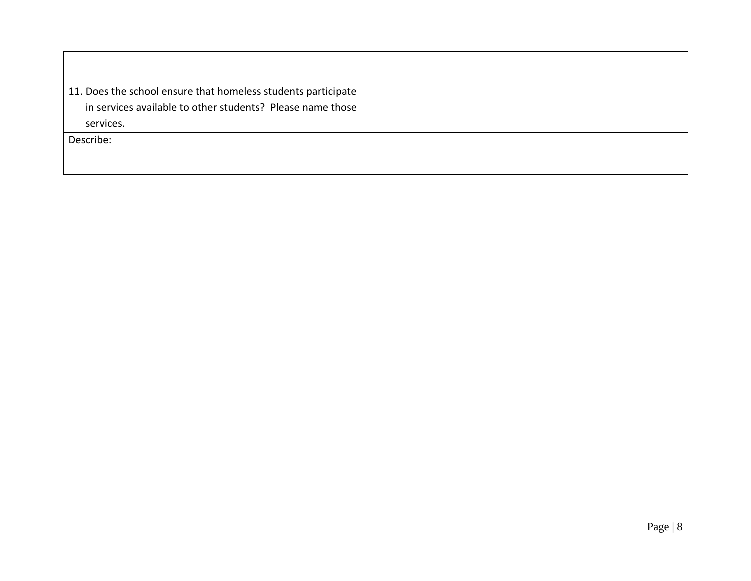| | | | |
|---|---|---|---|
| | | | |
| 11. Does the school ensure that homeless students participate in services available to other students? Please name those services. | | | |
| Describe: | | | |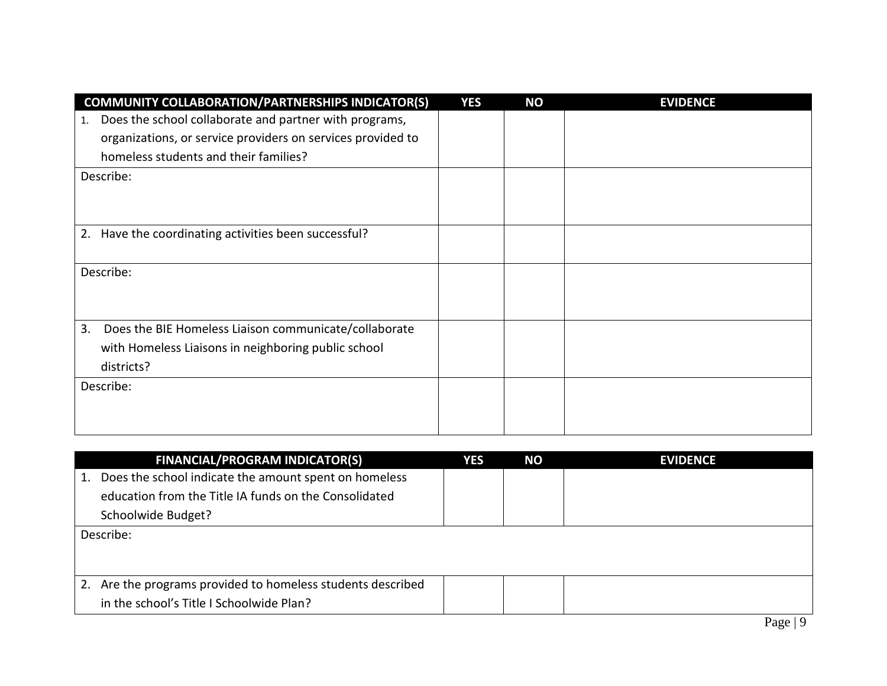| COMMUNITY COLLABORATION/PARTNERSHIPS INDICATOR(S) | YES | NO | EVIDENCE |
|---|---|---|---|
| 1. Does the school collaborate and partner with programs, organizations, or service providers on services provided to homeless students and their families? | | | |
| Describe: | | | |
| 2. Have the coordinating activities been successful? | | | |
| Describe: | | | |
| 3. Does the BIE Homeless Liaison communicate/collaborate with Homeless Liaisons in neighboring public school districts? | | | |
| Describe: | | | |

| FINANCIAL/PROGRAM INDICATOR(S) | YES | NO | EVIDENCE |
|---|---|---|---|
| 1. Does the school indicate the amount spent on homeless education from the Title IA funds on the Consolidated Schoolwide Budget? | | | |
| Describe: | | | |
| 2. Are the programs provided to homeless students described in the school's Title I Schoolwide Plan? | | | |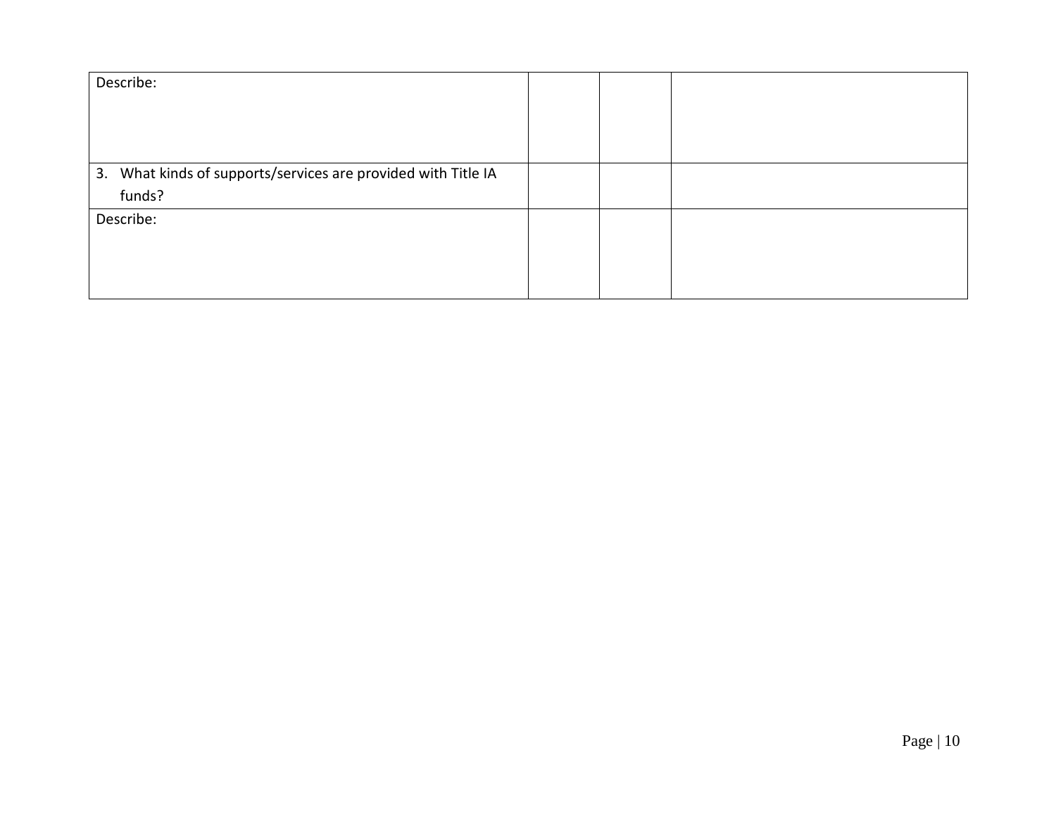| | | | |
|---|---|---|---|
| Describe: | | | |
| 3. What kinds of supports/services are provided with Title IA funds? | | | |
| Describe: | | | |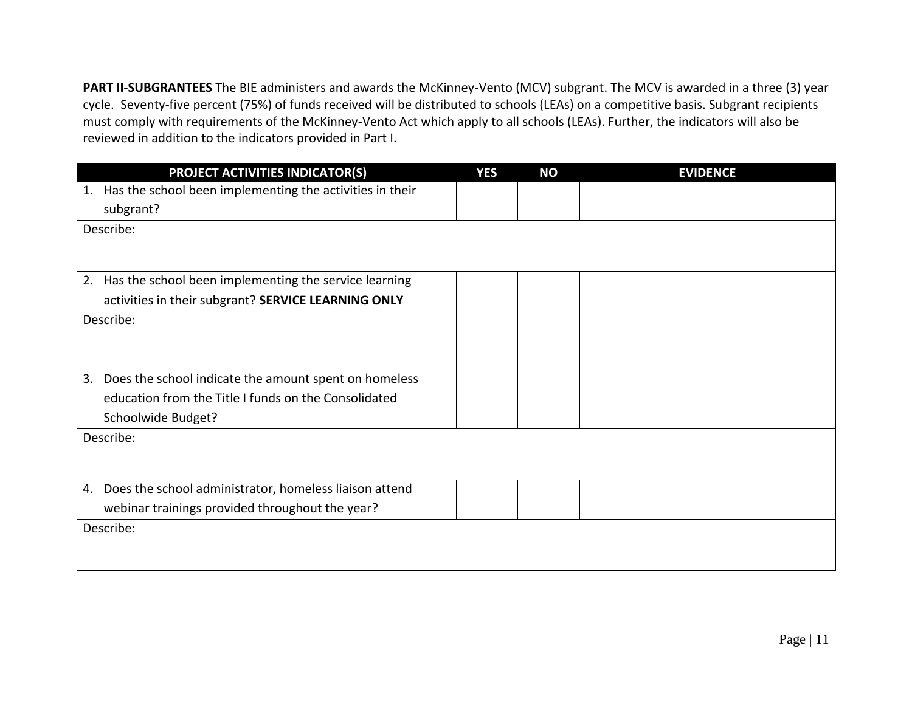**PART II-SUBGRANTEES** The BIE administers and awards the McKinney-Vento (MCV) subgrant. The MCV is awarded in a three (3) year cycle. Seventy-five percent (75%) of funds received will be distributed to schools (LEAs) on a competitive basis. Subgrant recipients must comply with requirements of the McKinney-Vento Act which apply to all schools (LEAs). Further, the indicators will also be reviewed in addition to the indicators provided in Part I.

| PROJECT ACTIVITIES INDICATOR(S) | YES | NO | EVIDENCE |
|---|---|---|---|
| 1. Has the school been implementing the activities in their subgrant? | | | |
| Describe: | | | |
| 2. Has the school been implementing the service learning activities in their subgrant? **SERVICE LEARNING ONLY** | | | |
| Describe: | | | |
| 3. Does the school indicate the amount spent on homeless education from the Title I funds on the Consolidated Schoolwide Budget? | | | |
| Describe: | | | |
| 4. Does the school administrator, homeless liaison attend webinar trainings provided throughout the year? | | | |
| Describe: | | | |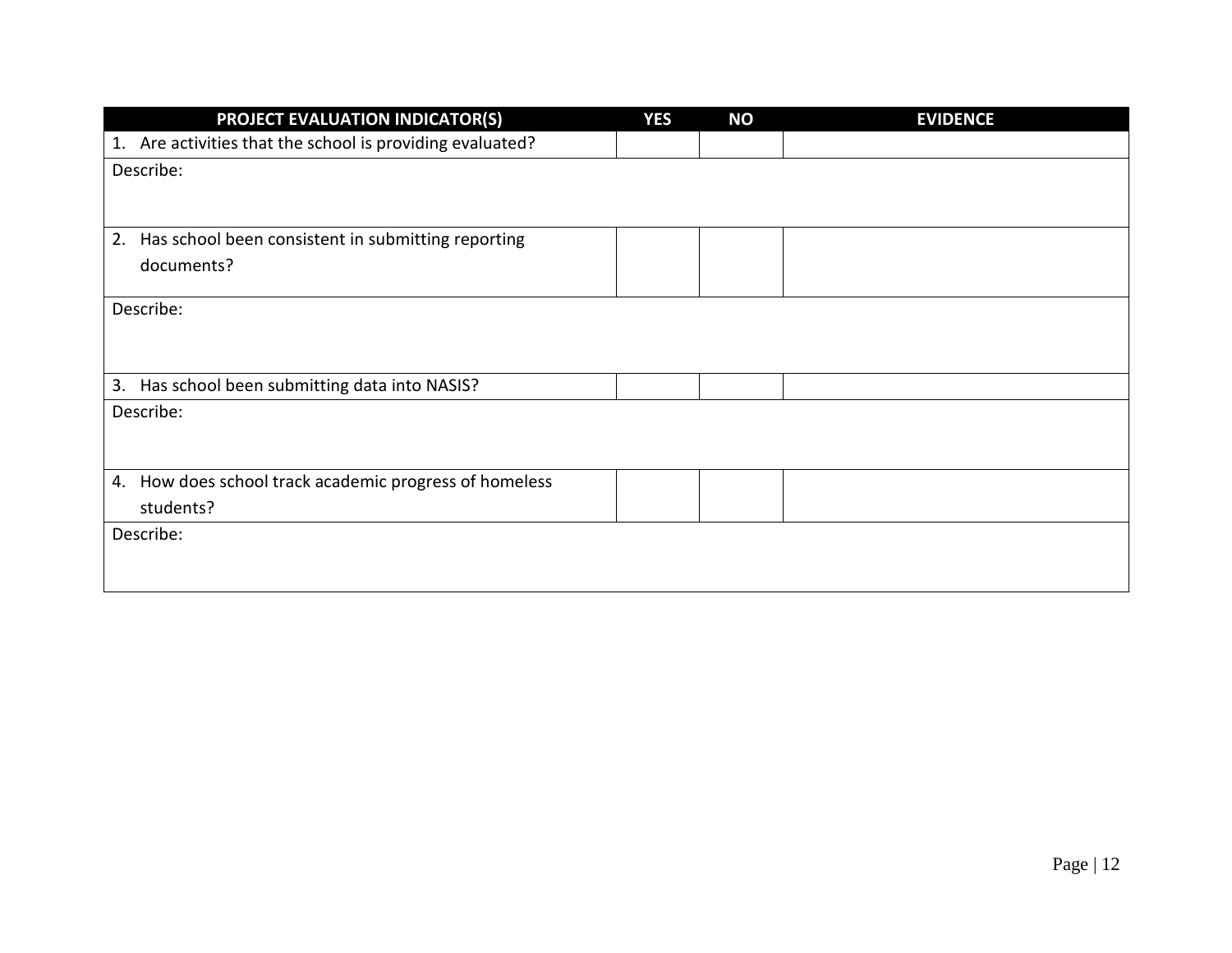| PROJECT EVALUATION INDICATOR(S) | YES | NO | EVIDENCE |
|---|---|---|---|
| 1. Are activities that the school is providing evaluated? | | | |
| Describe: | | | |
| 2. Has school been consistent in submitting reporting documents? | | | |
| Describe: | | | |
| 3. Has school been submitting data into NASIS? | | | |
| Describe: | | | |
| 4. How does school track academic progress of homeless students? | | | |
| Describe: | | | |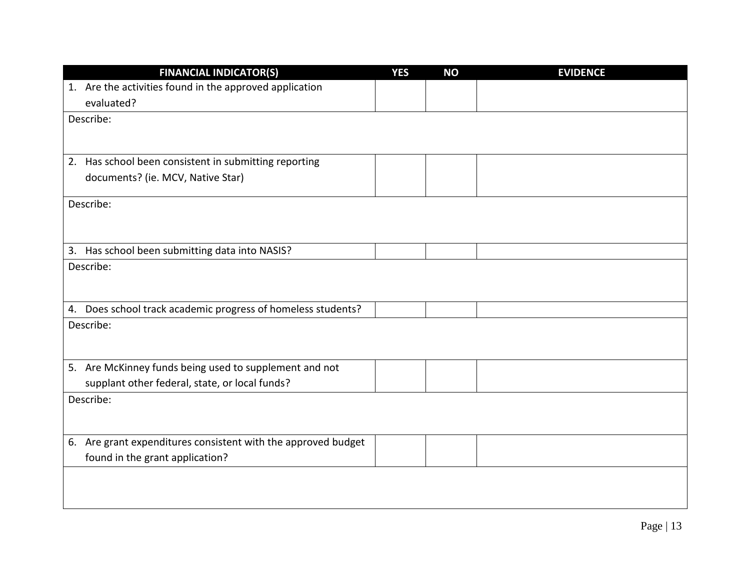| FINANCIAL INDICATOR(S) | YES | NO | EVIDENCE |
|---|---|---|---|
| 1. Are the activities found in the approved application evaluated? | | | |
| Describe: | | | |
| 2. Has school been consistent in submitting reporting documents? (ie. MCV, Native Star) | | | |
| Describe: | | | |
| 3. Has school been submitting data into NASIS? | | | |
| Describe: | | | |
| 4. Does school track academic progress of homeless students? | | | |
| Describe: | | | |
| 5. Are McKinney funds being used to supplement and not supplant other federal, state, or local funds? | | | |
| Describe: | | | |
| 6. Are grant expenditures consistent with the approved budget found in the grant application? | | | |
| | | | |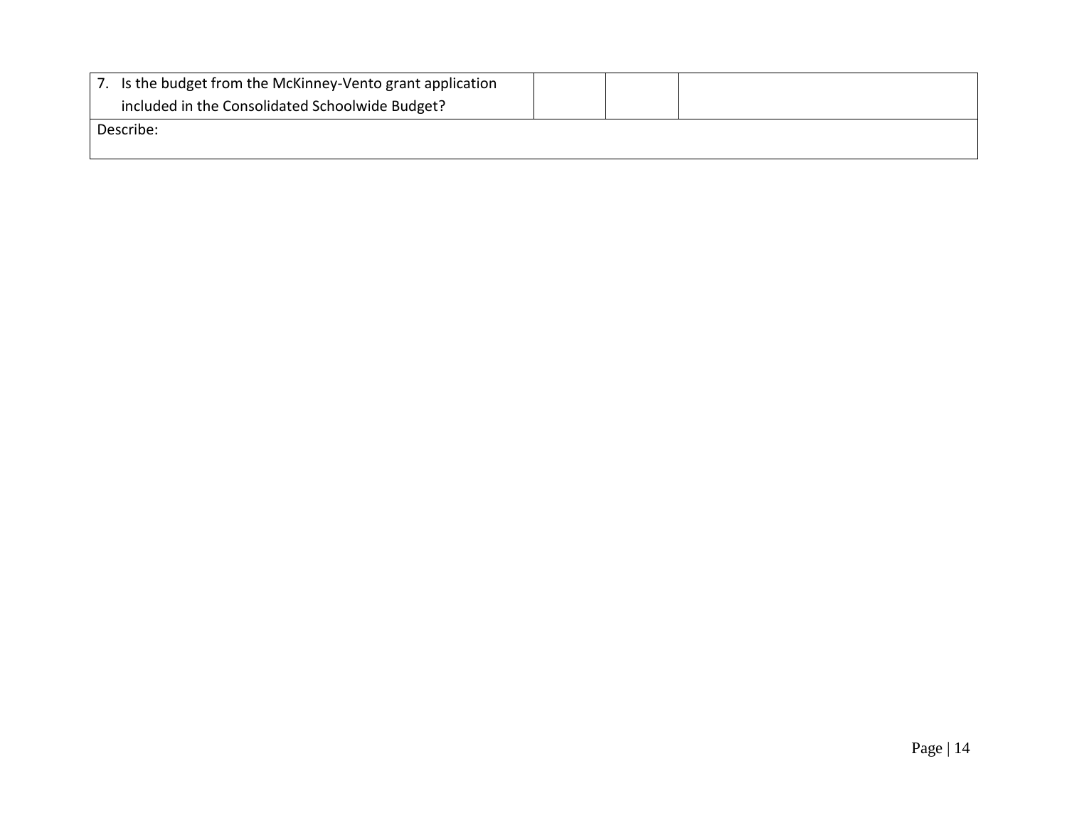| | | | |
|---|---|---|---|
| 7. Is the budget from the McKinney-Vento grant application included in the Consolidated Schoolwide Budget? | | | |
| Describe: | | | |